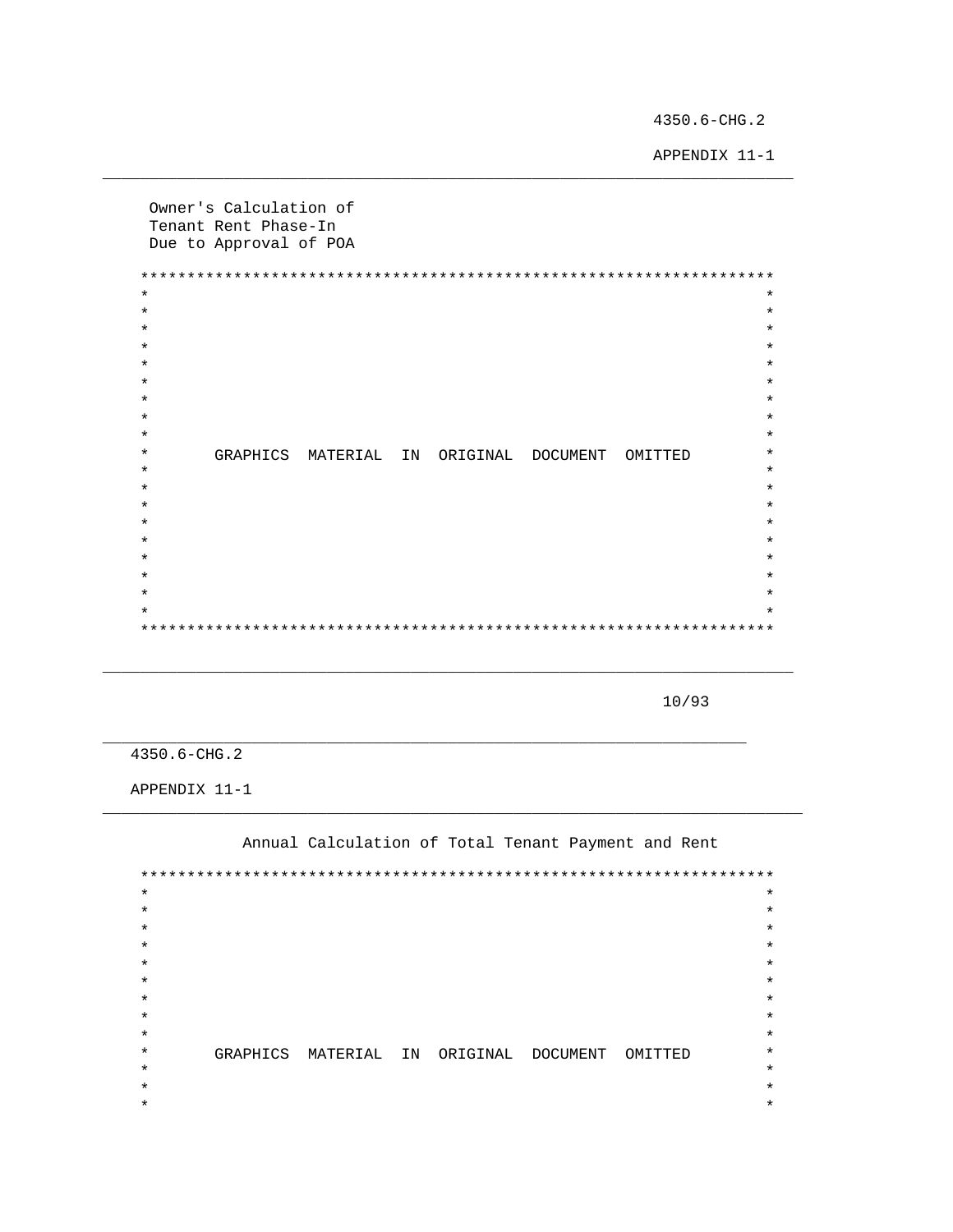Owner's Calculation of
Tenant Rent Phase-In
Due to Approval of POA

GRAPHICS MATERIAL IN ORIGINAL DOCUMENT OMITTED

Annual Calculation of Total Tenant Payment and Rent

GRAPHICS MATERIAL IN ORIGINAL DOCUMENT OMITTED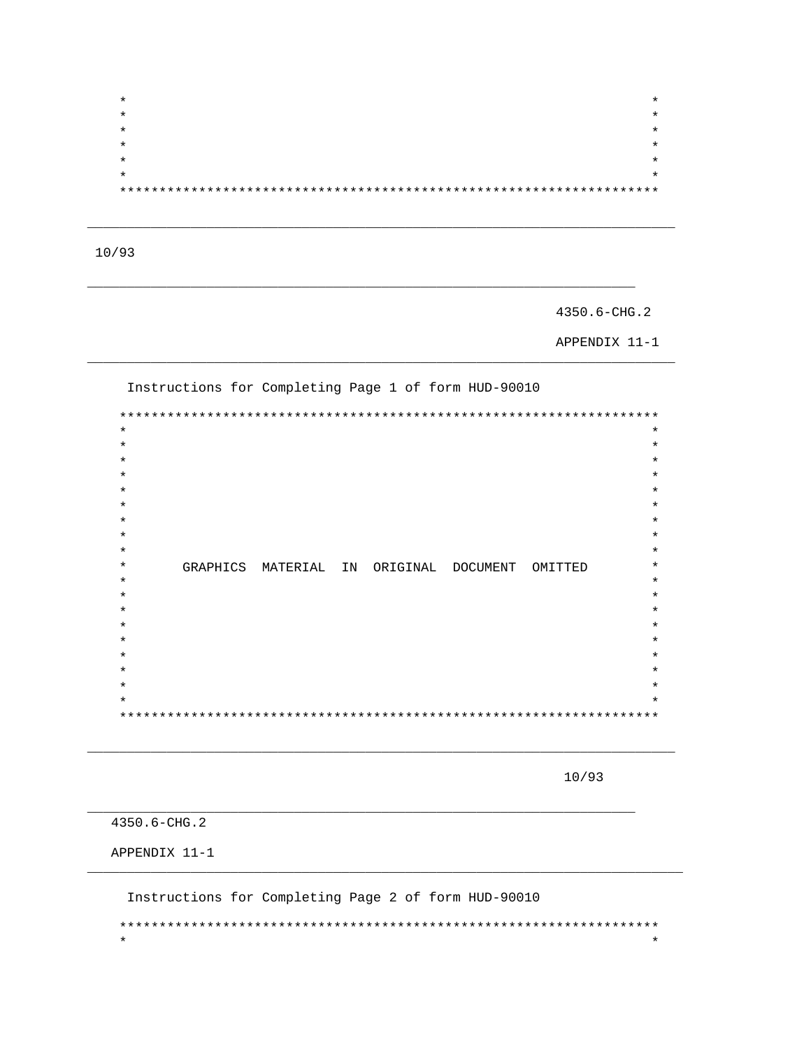Instructions for Completing Page 1 of form HUD-90010

```
**********************************************************************
*                                                                    *
*                                                                    *
*                                                                    *
*                                                                    *
*                                                                    *
*                                                                    *
*                                                                    *
*                                                                    *
*                                                                    *
*       GRAPHICS  MATERIAL  IN  ORIGINAL  DOCUMENT  OMITTED          *
*                                                                    *
*                                                                    *
*                                                                    *
*                                                                    *
*                                                                    *
*                                                                    *
*                                                                    *
*                                                                    *
*                                                                    *
**********************************************************************
```

Instructions for Completing Page 2 of form HUD-90010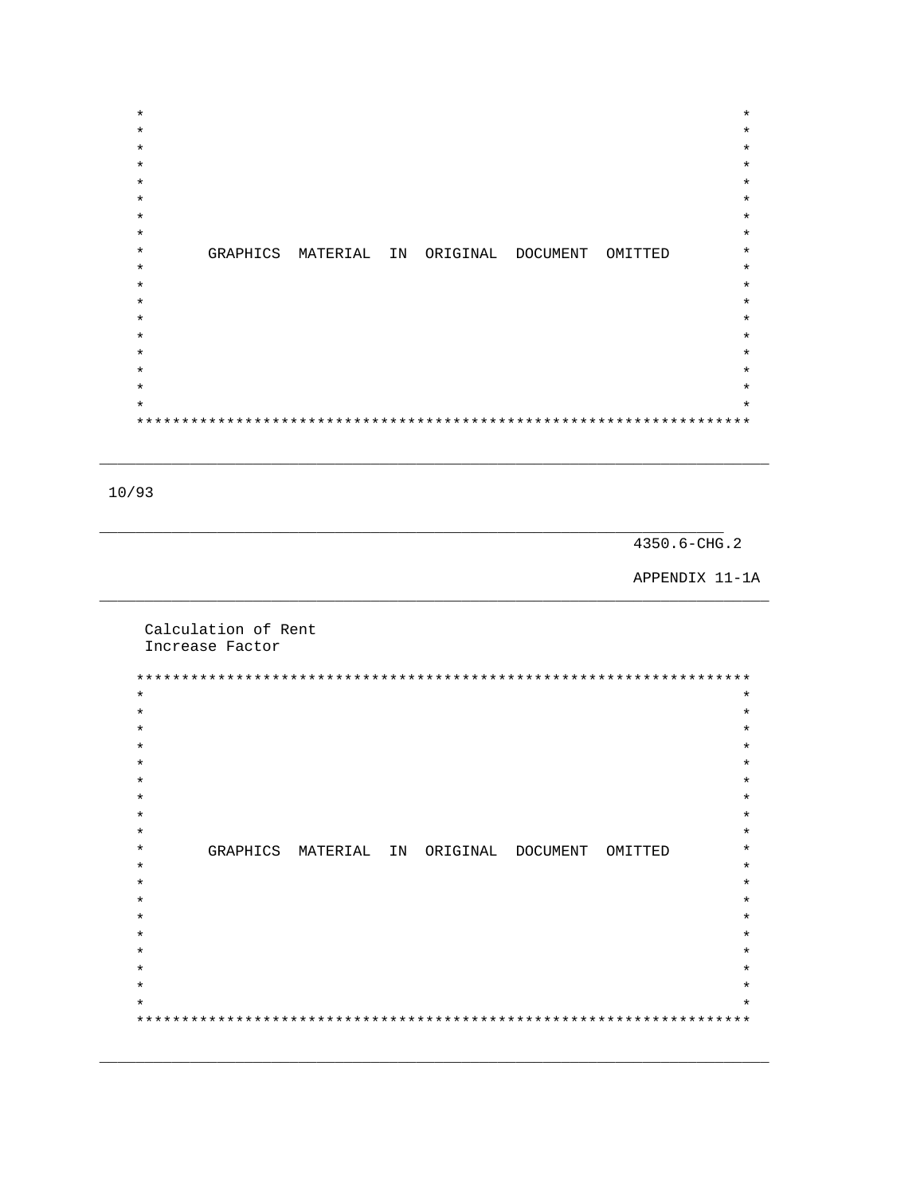GRAPHICS MATERIAL IN ORIGINAL DOCUMENT OMITTED

Calculation of Rent Increase Factor

GRAPHICS MATERIAL IN ORIGINAL DOCUMENT OMITTED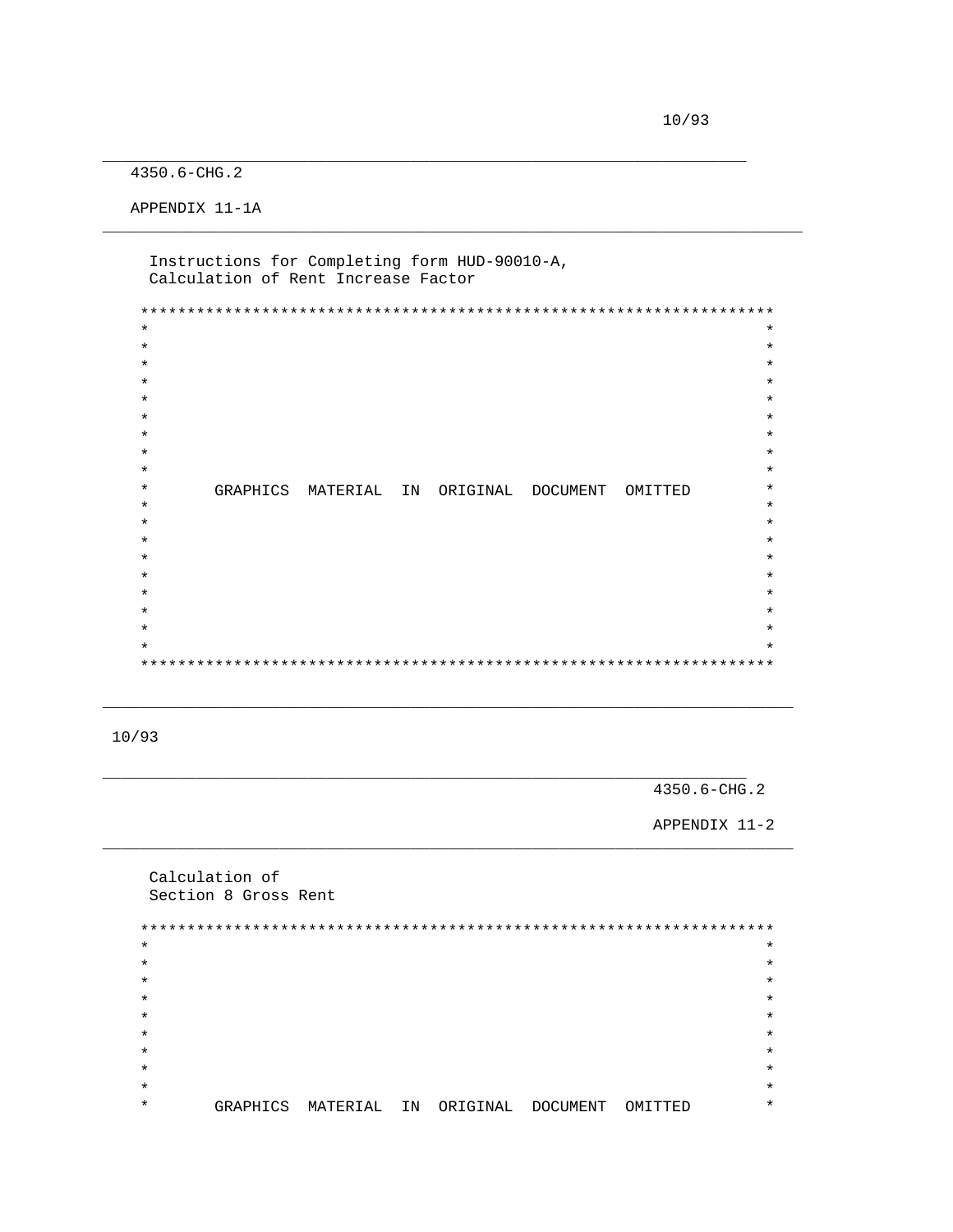## APPENDIX 11-1A

Instructions for Completing form HUD-90010-A,
Calculation of Rent Increase Factor

GRAPHICS MATERIAL IN ORIGINAL DOCUMENT OMITTED

## APPENDIX 11-2

Calculation of
Section 8 Gross Rent

GRAPHICS MATERIAL IN ORIGINAL DOCUMENT OMITTED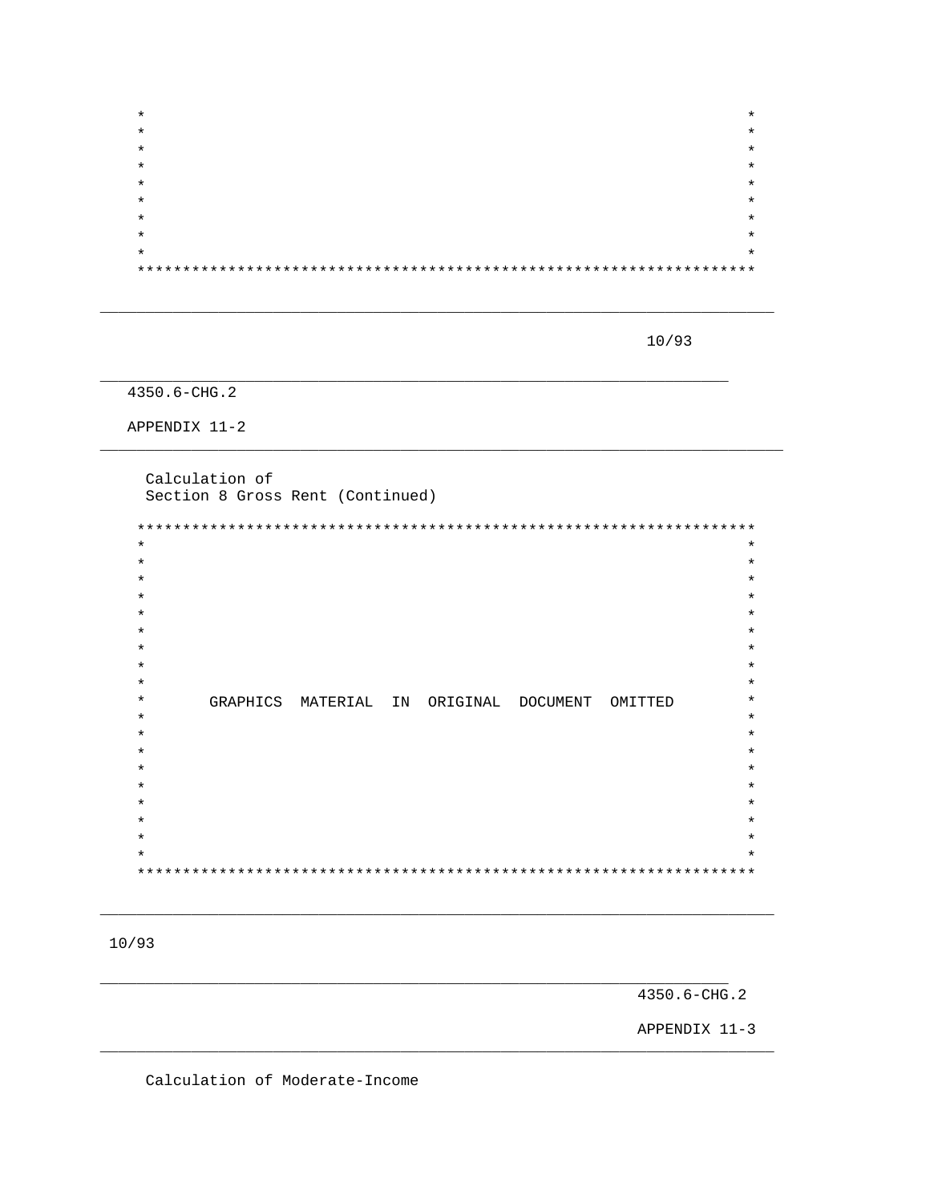4350.6-CHG.2

APPENDIX 11-2

Calculation of
Section 8 Gross Rent (Continued)

GRAPHICS MATERIAL IN ORIGINAL DOCUMENT OMITTED

4350.6-CHG.2

APPENDIX 11-3

Calculation of Moderate-Income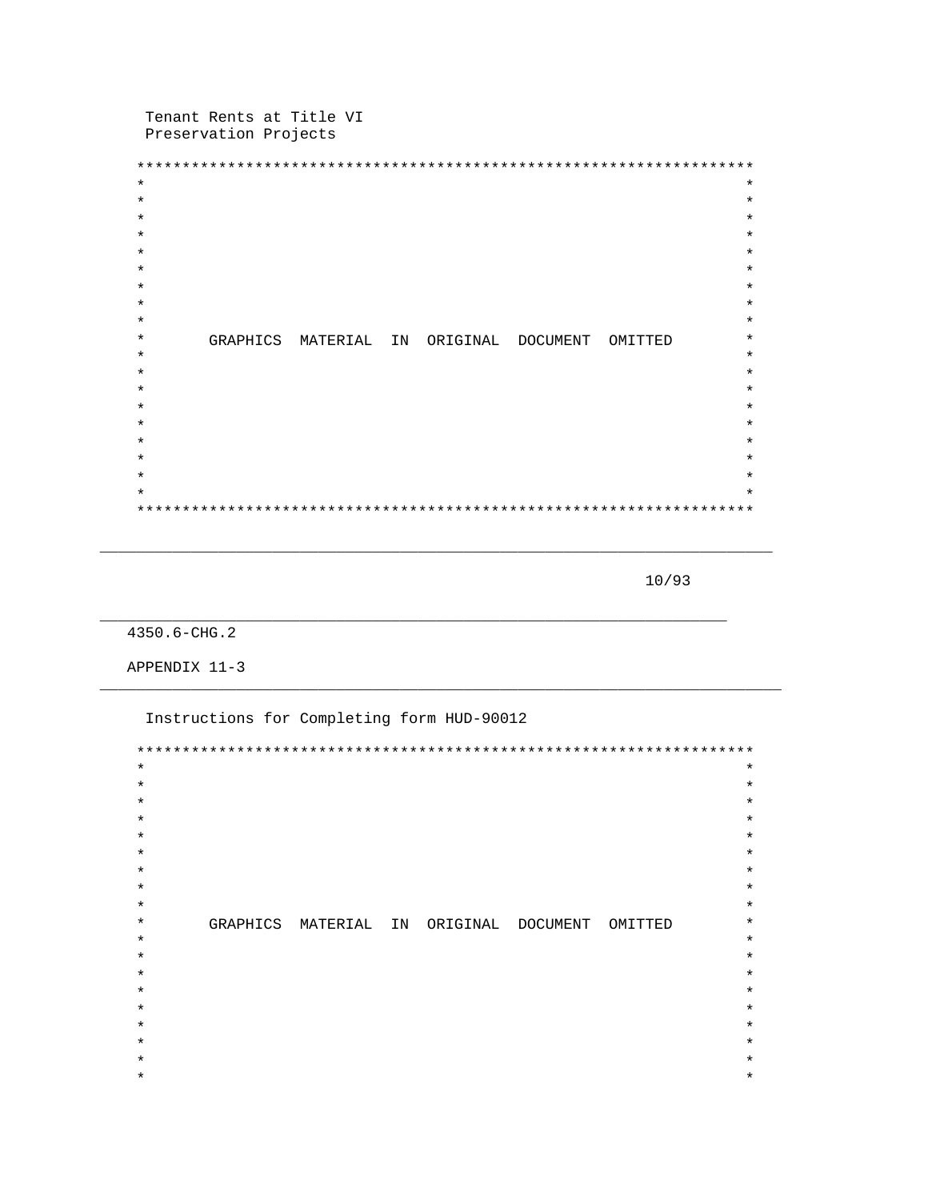Tenant Rents at Title VI Preservation Projects

GRAPHICS MATERIAL IN ORIGINAL DOCUMENT OMITTED

4350.6-CHG.2

APPENDIX 11-3

Instructions for Completing form HUD-90012

GRAPHICS MATERIAL IN ORIGINAL DOCUMENT OMITTED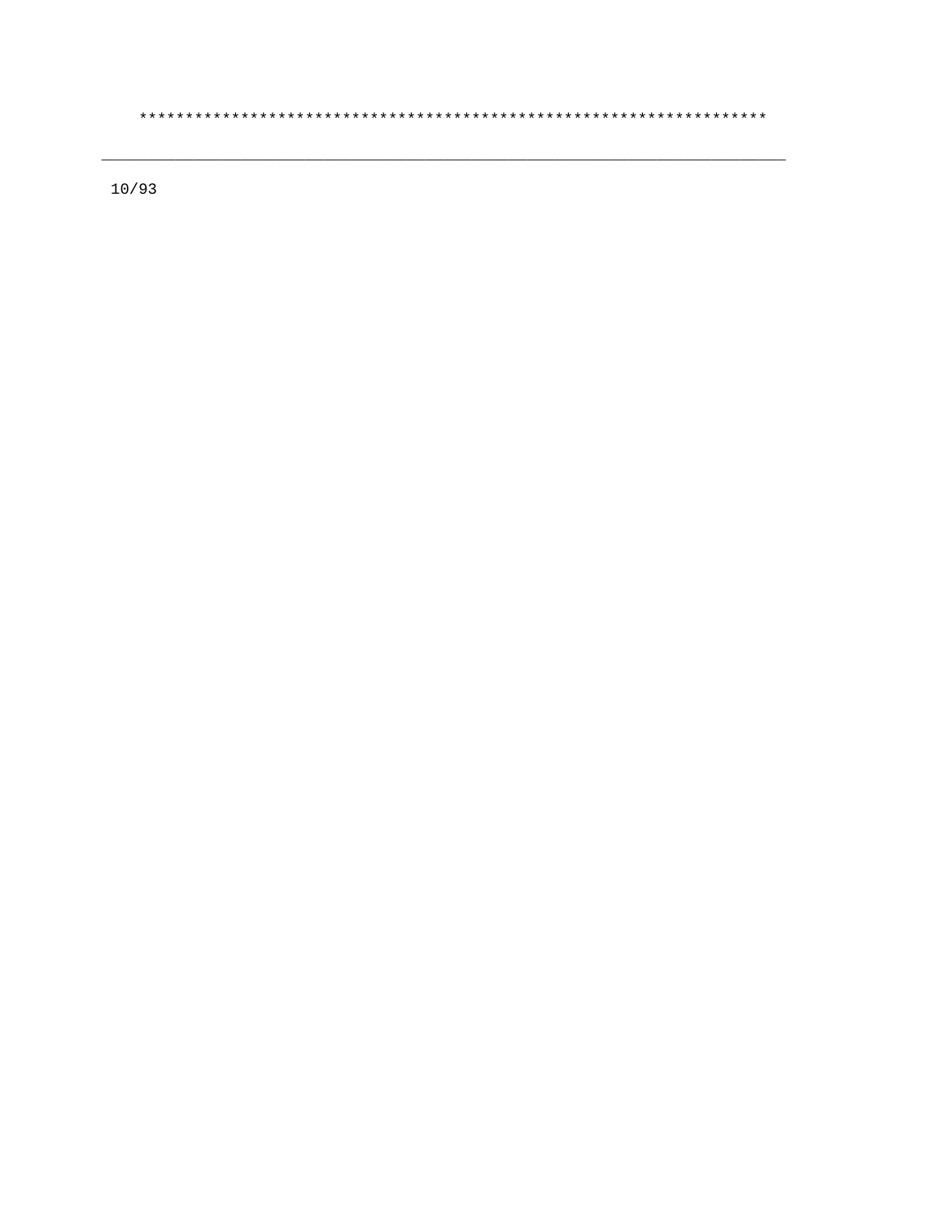******************************************************************

---

10/93